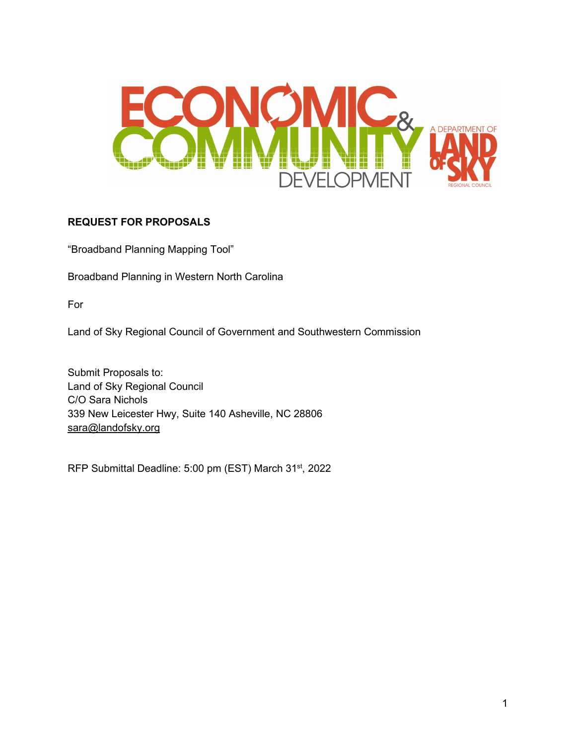**REQUEST FOR PROPOSALS**

"Broadband Planning Mapping Tool"

Broadband Planning in Western North Carolina

For

Land of Sky Regional Council of Government and Southwestern Commission

Submit Proposals to:
Land of Sky Regional Council
C/O Sara Nichols
339 New Leicester Hwy, Suite 140 Asheville, NC 28806
sara@landofsky.org

RFP Submittal Deadline: 5:00 pm (EST) March 31st, 2022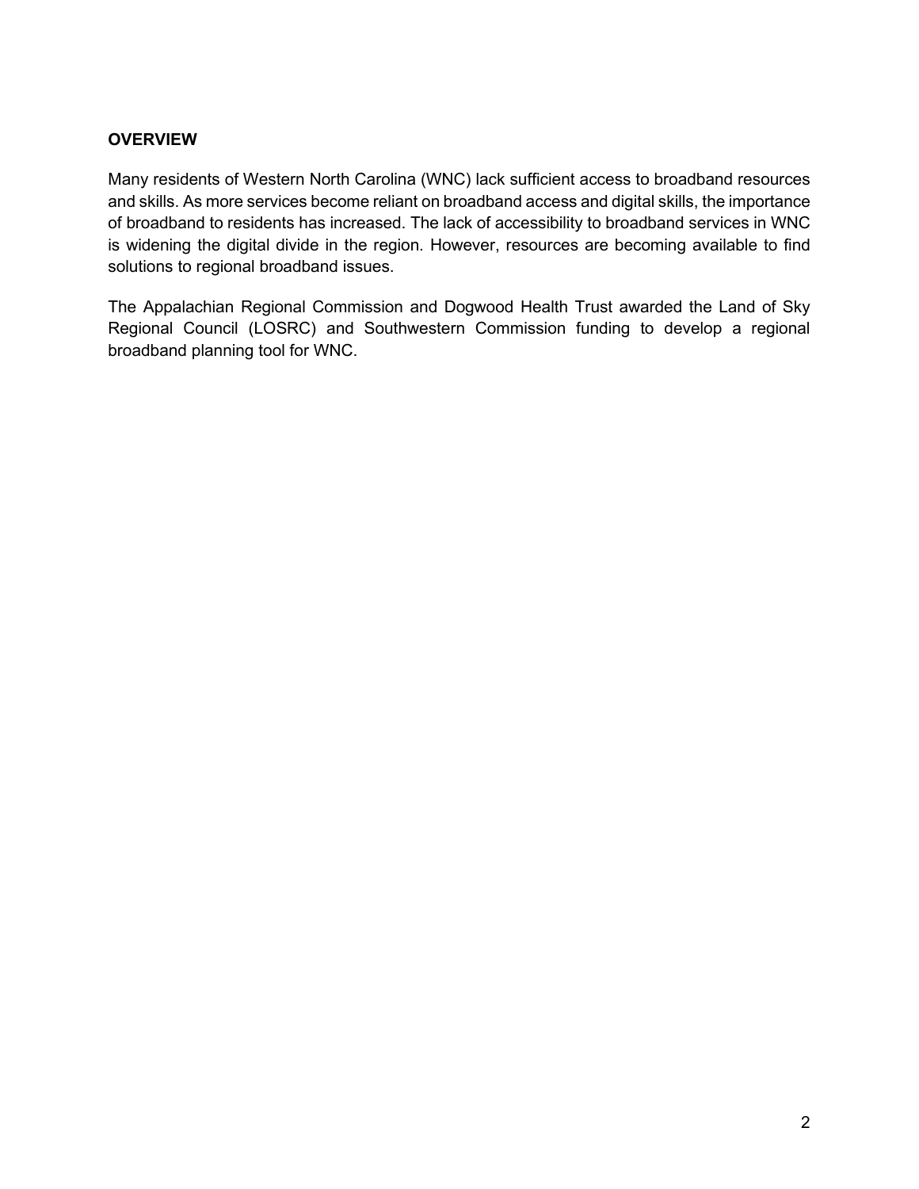## OVERVIEW

Many residents of Western North Carolina (WNC) lack sufficient access to broadband resources and skills. As more services become reliant on broadband access and digital skills, the importance of broadband to residents has increased. The lack of accessibility to broadband services in WNC is widening the digital divide in the region. However, resources are becoming available to find solutions to regional broadband issues.

The Appalachian Regional Commission and Dogwood Health Trust awarded the Land of Sky Regional Council (LOSRC) and Southwestern Commission funding to develop a regional broadband planning tool for WNC.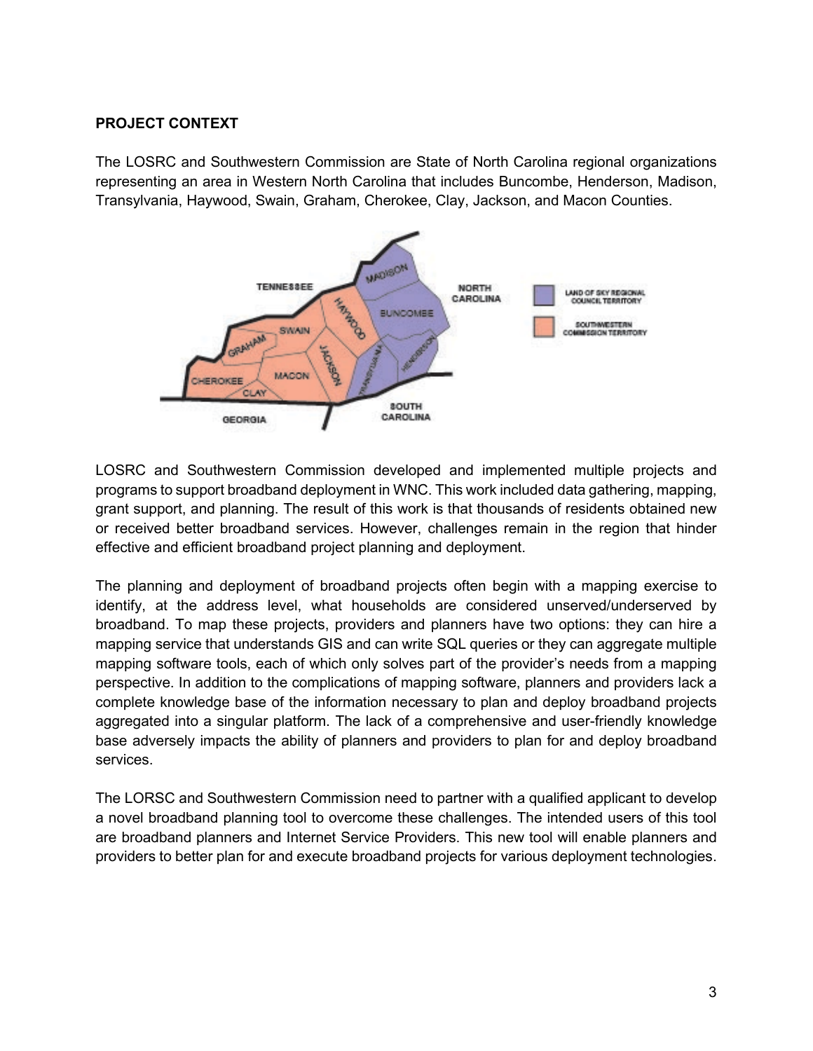## PROJECT CONTEXT

The LOSRC and Southwestern Commission are State of North Carolina regional organizations representing an area in Western North Carolina that includes Buncombe, Henderson, Madison, Transylvania, Haywood, Swain, Graham, Cherokee, Clay, Jackson, and Macon Counties.

LOSRC and Southwestern Commission developed and implemented multiple projects and programs to support broadband deployment in WNC. This work included data gathering, mapping, grant support, and planning. The result of this work is that thousands of residents obtained new or received better broadband services. However, challenges remain in the region that hinder effective and efficient broadband project planning and deployment.

The planning and deployment of broadband projects often begin with a mapping exercise to identify, at the address level, what households are considered unserved/underserved by broadband. To map these projects, providers and planners have two options: they can hire a mapping service that understands GIS and can write SQL queries or they can aggregate multiple mapping software tools, each of which only solves part of the provider's needs from a mapping perspective. In addition to the complications of mapping software, planners and providers lack a complete knowledge base of the information necessary to plan and deploy broadband projects aggregated into a singular platform. The lack of a comprehensive and user-friendly knowledge base adversely impacts the ability of planners and providers to plan for and deploy broadband services.

The LORSC and Southwestern Commission need to partner with a qualified applicant to develop a novel broadband planning tool to overcome these challenges. The intended users of this tool are broadband planners and Internet Service Providers. This new tool will enable planners and providers to better plan for and execute broadband projects for various deployment technologies.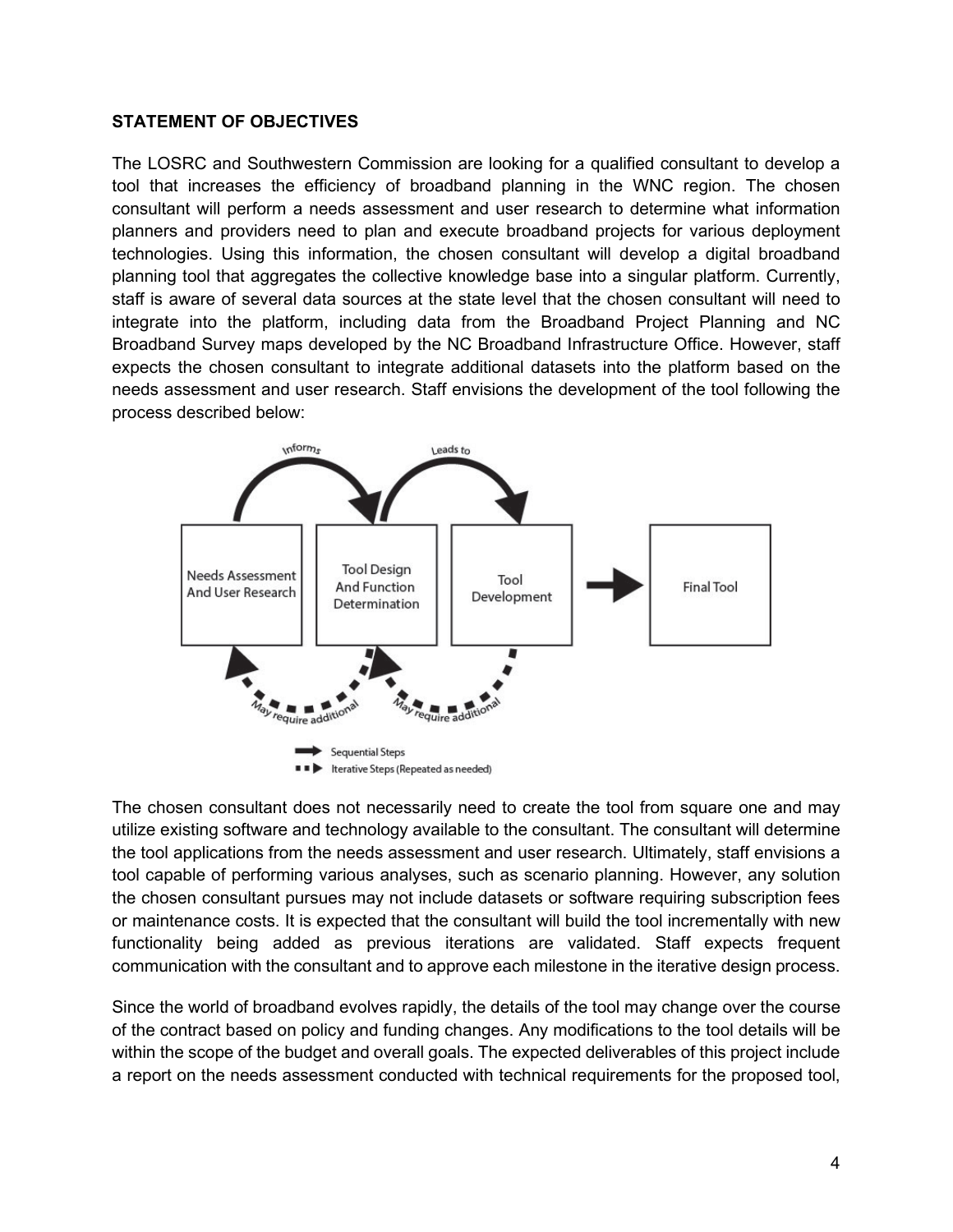**STATEMENT OF OBJECTIVES**

The LOSRC and Southwestern Commission are looking for a qualified consultant to develop a tool that increases the efficiency of broadband planning in the WNC region. The chosen consultant will perform a needs assessment and user research to determine what information planners and providers need to plan and execute broadband projects for various deployment technologies. Using this information, the chosen consultant will develop a digital broadband planning tool that aggregates the collective knowledge base into a singular platform. Currently, staff is aware of several data sources at the state level that the chosen consultant will need to integrate into the platform, including data from the Broadband Project Planning and NC Broadband Survey maps developed by the NC Broadband Infrastructure Office. However, staff expects the chosen consultant to integrate additional datasets into the platform based on the needs assessment and user research. Staff envisions the development of the tool following the process described below:

The chosen consultant does not necessarily need to create the tool from square one and may utilize existing software and technology available to the consultant. The consultant will determine the tool applications from the needs assessment and user research. Ultimately, staff envisions a tool capable of performing various analyses, such as scenario planning. However, any solution the chosen consultant pursues may not include datasets or software requiring subscription fees or maintenance costs. It is expected that the consultant will build the tool incrementally with new functionality being added as previous iterations are validated. Staff expects frequent communication with the consultant and to approve each milestone in the iterative design process.

Since the world of broadband evolves rapidly, the details of the tool may change over the course of the contract based on policy and funding changes. Any modifications to the tool details will be within the scope of the budget and overall goals. The expected deliverables of this project include a report on the needs assessment conducted with technical requirements for the proposed tool,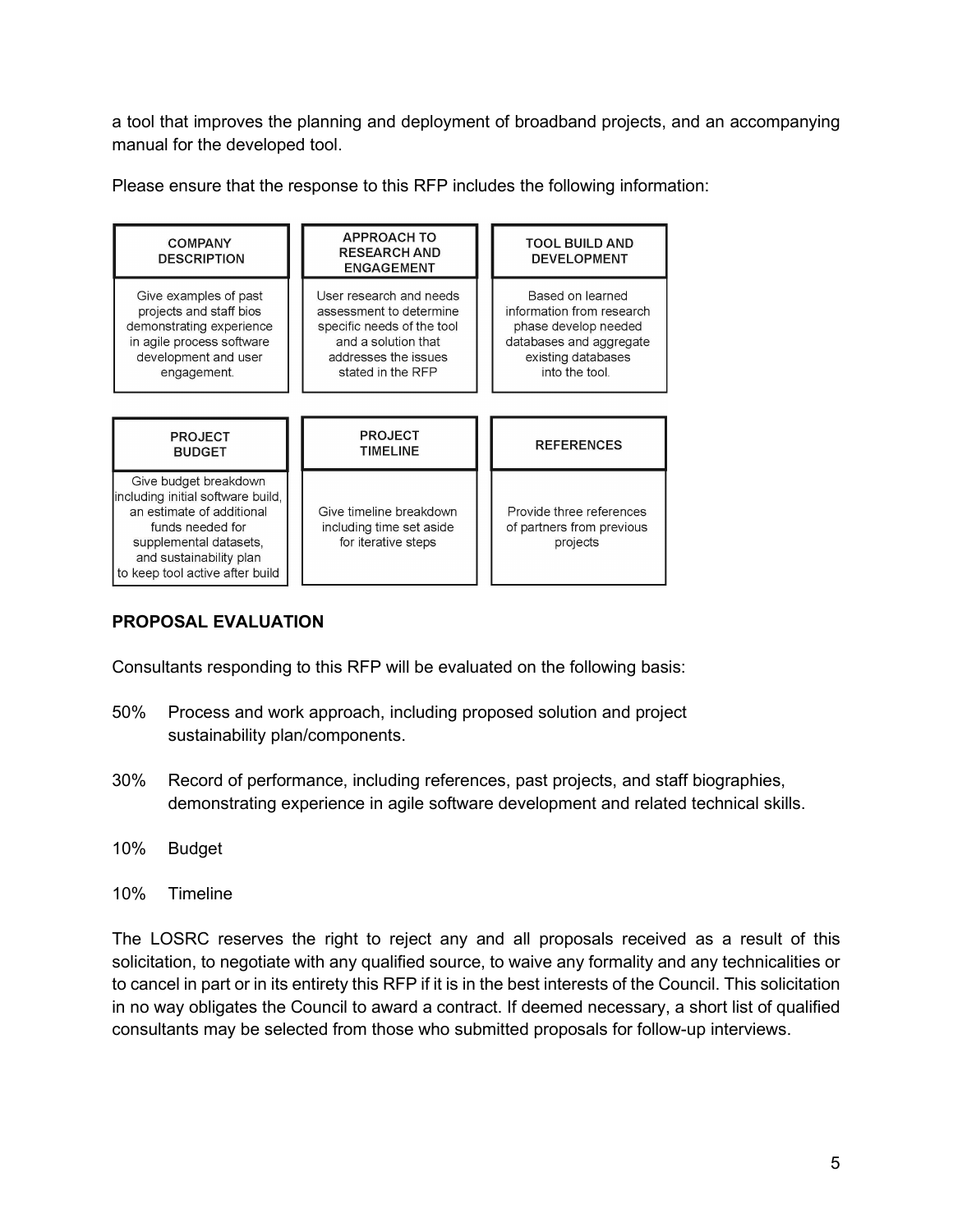a tool that improves the planning and deployment of broadband projects, and an accompanying manual for the developed tool.

Please ensure that the response to this RFP includes the following information:

| COMPANY DESCRIPTION | APPROACH TO RESEARCH AND ENGAGEMENT | TOOL BUILD AND DEVELOPMENT |
|---|---|---|
| Give examples of past projects and staff bios demonstrating experience in agile process software development and user engagement. | User research and needs assessment to determine specific needs of the tool and a solution that addresses the issues stated in the RFP | Based on learned information from research phase develop needed databases and aggregate existing databases into the tool. |

| PROJECT BUDGET | PROJECT TIMELINE | REFERENCES |
|---|---|---|
| Give budget breakdown including initial software build, an estimate of additional funds needed for supplemental datasets, and sustainability plan to keep tool active after build | Give timeline breakdown including time set aside for iterative steps | Provide three references of partners from previous projects |

## PROPOSAL EVALUATION

Consultants responding to this RFP will be evaluated on the following basis:

- 50% Process and work approach, including proposed solution and project sustainability plan/components.
- 30% Record of performance, including references, past projects, and staff biographies, demonstrating experience in agile software development and related technical skills.
- 10% Budget
- 10% Timeline

The LOSRC reserves the right to reject any and all proposals received as a result of this solicitation, to negotiate with any qualified source, to waive any formality and any technicalities or to cancel in part or in its entirety this RFP if it is in the best interests of the Council. This solicitation in no way obligates the Council to award a contract. If deemed necessary, a short list of qualified consultants may be selected from those who submitted proposals for follow-up interviews.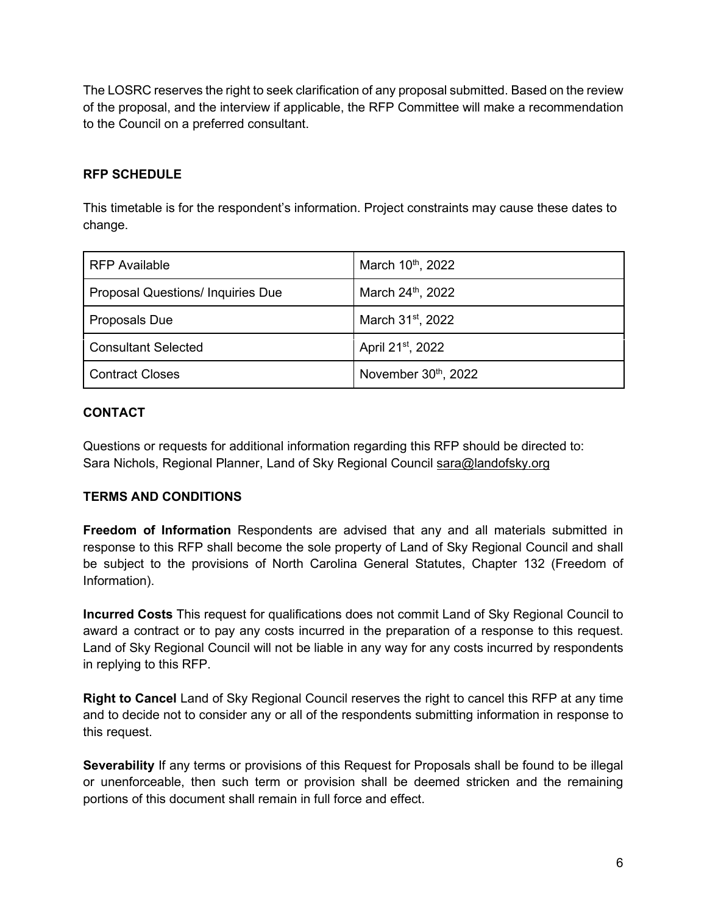The LOSRC reserves the right to seek clarification of any proposal submitted. Based on the review of the proposal, and the interview if applicable, the RFP Committee will make a recommendation to the Council on a preferred consultant.

## RFP SCHEDULE

This timetable is for the respondent's information. Project constraints may cause these dates to change.

| | |
|---|---|
| RFP Available | March 10th, 2022 |
| Proposal Questions/ Inquiries Due | March 24th, 2022 |
| Proposals Due | March 31st, 2022 |
| Consultant Selected | April 21st, 2022 |
| Contract Closes | November 30th, 2022 |

## CONTACT

Questions or requests for additional information regarding this RFP should be directed to:
Sara Nichols, Regional Planner, Land of Sky Regional Council sara@landofsky.org

## TERMS AND CONDITIONS

**Freedom of Information** Respondents are advised that any and all materials submitted in response to this RFP shall become the sole property of Land of Sky Regional Council and shall be subject to the provisions of North Carolina General Statutes, Chapter 132 (Freedom of Information).

**Incurred Costs** This request for qualifications does not commit Land of Sky Regional Council to award a contract or to pay any costs incurred in the preparation of a response to this request. Land of Sky Regional Council will not be liable in any way for any costs incurred by respondents in replying to this RFP.

**Right to Cancel** Land of Sky Regional Council reserves the right to cancel this RFP at any time and to decide not to consider any or all of the respondents submitting information in response to this request.

**Severability** If any terms or provisions of this Request for Proposals shall be found to be illegal or unenforceable, then such term or provision shall be deemed stricken and the remaining portions of this document shall remain in full force and effect.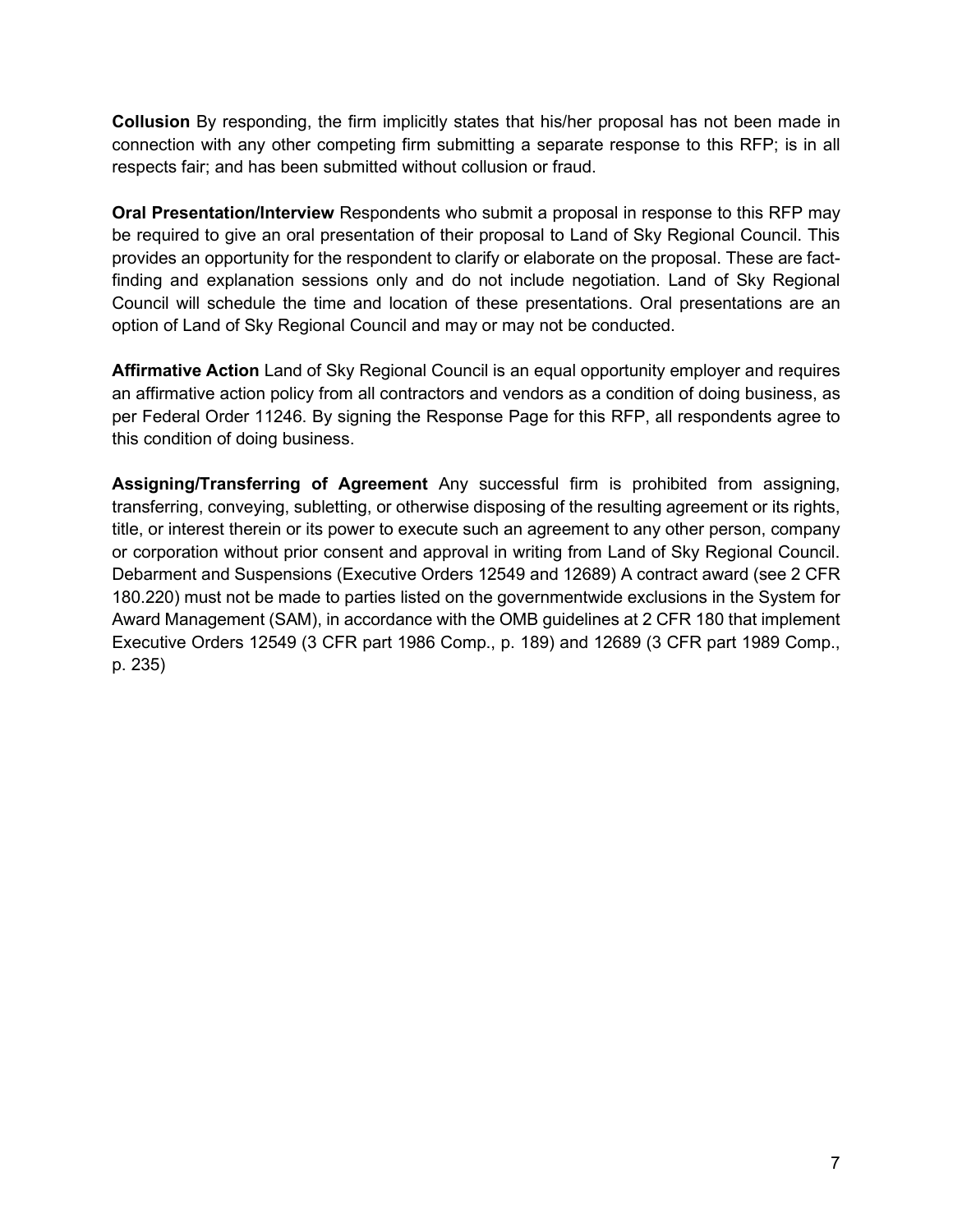**Collusion** By responding, the firm implicitly states that his/her proposal has not been made in connection with any other competing firm submitting a separate response to this RFP; is in all respects fair; and has been submitted without collusion or fraud.

**Oral Presentation/Interview** Respondents who submit a proposal in response to this RFP may be required to give an oral presentation of their proposal to Land of Sky Regional Council. This provides an opportunity for the respondent to clarify or elaborate on the proposal. These are fact-finding and explanation sessions only and do not include negotiation. Land of Sky Regional Council will schedule the time and location of these presentations. Oral presentations are an option of Land of Sky Regional Council and may or may not be conducted.

**Affirmative Action** Land of Sky Regional Council is an equal opportunity employer and requires an affirmative action policy from all contractors and vendors as a condition of doing business, as per Federal Order 11246. By signing the Response Page for this RFP, all respondents agree to this condition of doing business.

**Assigning/Transferring of Agreement** Any successful firm is prohibited from assigning, transferring, conveying, subletting, or otherwise disposing of the resulting agreement or its rights, title, or interest therein or its power to execute such an agreement to any other person, company or corporation without prior consent and approval in writing from Land of Sky Regional Council. Debarment and Suspensions (Executive Orders 12549 and 12689) A contract award (see 2 CFR 180.220) must not be made to parties listed on the governmentwide exclusions in the System for Award Management (SAM), in accordance with the OMB guidelines at 2 CFR 180 that implement Executive Orders 12549 (3 CFR part 1986 Comp., p. 189) and 12689 (3 CFR part 1989 Comp., p. 235)